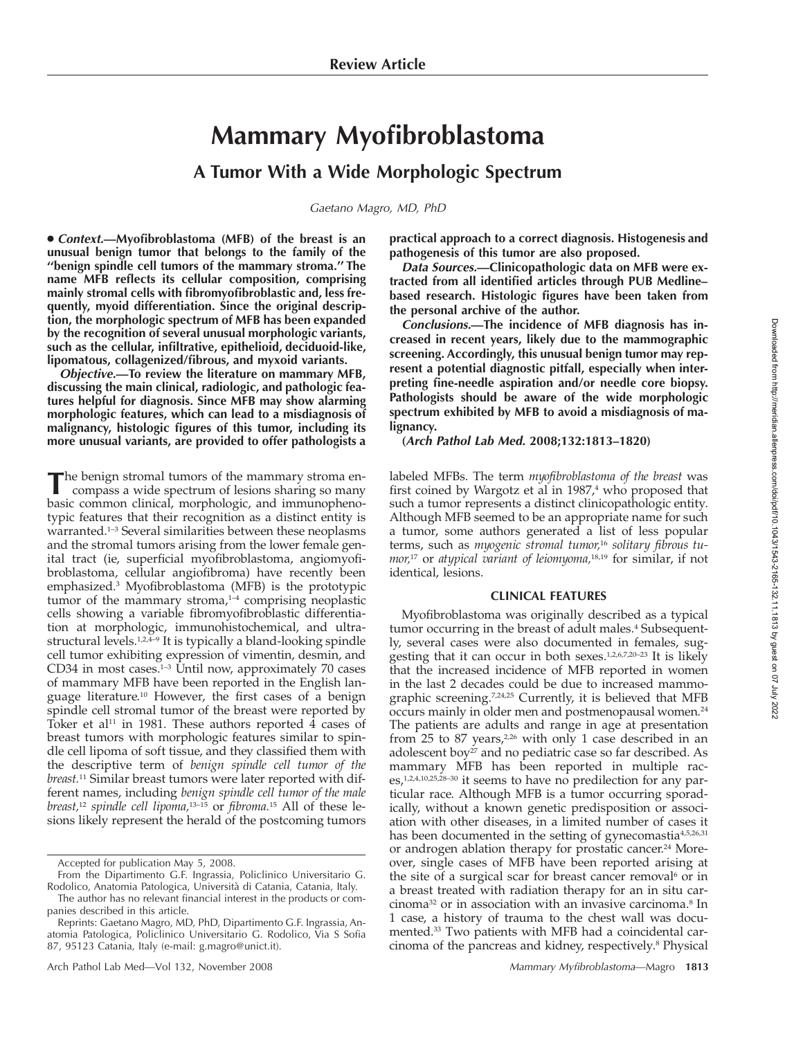**Review Article**

# Mammary Myofibroblastoma

## A Tumor With a Wide Morphologic Spectrum

*Gaetano Magro, MD, PhD*

• ***Context.***—**Myofibroblastoma (MFB) of the breast is an unusual benign tumor that belongs to the family of the "benign spindle cell tumors of the mammary stroma." The name MFB reflects its cellular composition, comprising mainly stromal cells with fibromyofibroblastic and, less frequently, myoid differentiation. Since the original description, the morphologic spectrum of MFB has been expanded by the recognition of several unusual morphologic variants, such as the cellular, infiltrative, epithelioid, deciduoid-like, lipomatous, collagenized/fibrous, and myxoid variants.**

***Objective.***—**To review the literature on mammary MFB, discussing the main clinical, radiologic, and pathologic features helpful for diagnosis. Since MFB may show alarming morphologic features, which can lead to a misdiagnosis of malignancy, histologic figures of this tumor, including its more unusual variants, are provided to offer pathologists a practical approach to a correct diagnosis. Histogenesis and pathogenesis of this tumor are also proposed.**

***Data Sources.***—**Clinicopathologic data on MFB were extracted from all identified articles through PUB Medline–based research. Histologic figures have been taken from the personal archive of the author.**

***Conclusions.***—**The incidence of MFB diagnosis has increased in recent years, likely due to the mammographic screening. Accordingly, this unusual benign tumor may represent a potential diagnostic pitfall, especially when interpreting fine-needle aspiration and/or needle core biopsy. Pathologists should be aware of the wide morphologic spectrum exhibited by MFB to avoid a misdiagnosis of malignancy.**

**(*Arch Pathol Lab Med.* 2008;132:1813–1820)**

The benign stromal tumors of the mammary stroma encompass a wide spectrum of lesions sharing so many basic common clinical, morphologic, and immunophenotypic features that their recognition as a distinct entity is warranted.[1–3] Several similarities between these neoplasms and the stromal tumors arising from the lower female genital tract (ie, superficial myofibroblastoma, angiomyofibroblastoma, cellular angiofibroma) have recently been emphasized.[3] Myofibroblastoma (MFB) is the prototypic tumor of the mammary stroma,[1–4] comprising neoplastic cells showing a variable fibromyofibroblastic differentiation at morphologic, immunohistochemical, and ultrastructural levels.[1,2,4–9] It is typically a bland-looking spindle cell tumor exhibiting expression of vimentin, desmin, and CD34 in most cases.[1–3] Until now, approximately 70 cases of mammary MFB have been reported in the English language literature.[10] However, the first cases of a benign spindle cell stromal tumor of the breast were reported by Toker et al[11] in 1981. These authors reported 4 cases of breast tumors with morphologic features similar to spindle cell lipoma of soft tissue, and they classified them with the descriptive term of *benign spindle cell tumor of the breast.*[11] Similar breast tumors were later reported with different names, including *benign spindle cell tumor of the male breast,*[12] *spindle cell lipoma,*[13–15] or *fibroma.*[15] All of these lesions likely represent the herald of the postcoming tumors labeled MFBs. The term *myofibroblastoma of the breast* was first coined by Wargotz et al in 1987,[4] who proposed that such a tumor represents a distinct clinicopathologic entity. Although MFB seemed to be an appropriate name for such a tumor, some authors generated a list of less popular terms, such as *myogenic stromal tumor,*[16] *solitary fibrous tumor,*[17] or *atypical variant of leiomyoma,*[18,19] for similar, if not identical, lesions.

## CLINICAL FEATURES

Myofibroblastoma was originally described as a typical tumor occurring in the breast of adult males.[4] Subsequently, several cases were also documented in females, suggesting that it can occur in both sexes.[1,2,6,7,20–23] It is likely that the increased incidence of MFB reported in women in the last 2 decades could be due to increased mammographic screening.[7,24,25] Currently, it is believed that MFB occurs mainly in older men and postmenopausal women.[24] The patients are adults and range in age at presentation from 25 to 87 years,[2,26] with only 1 case described in an adolescent boy[27] and no pediatric case so far described. As mammary MFB has been reported in multiple races,[1,2,4,10,25,28–30] it seems to have no predilection for any particular race. Although MFB is a tumor occurring sporadically, without a known genetic predisposition or association with other diseases, in a limited number of cases it has been documented in the setting of gynecomastia[4,5,26,31] or androgen ablation therapy for prostatic cancer.[24] Moreover, single cases of MFB have been reported arising at the site of a surgical scar for breast cancer removal[6] or in a breast treated with radiation therapy for an in situ carcinoma[32] or in association with an invasive carcinoma.[8] In 1 case, a history of trauma to the chest wall was documented.[33] Two patients with MFB had a coincidental carcinoma of the pancreas and kidney, respectively.[8] Physical

Accepted for publication May 5, 2008.

From the Dipartimento G.F. Ingrassia, Policlinico Universitario G. Rodolico, Anatomia Patologica, Università di Catania, Catania, Italy.

The author has no relevant financial interest in the products or companies described in this article.

Reprints: Gaetano Magro, MD, PhD, Dipartimento G.F. Ingrassia, Anatomia Patologica, Policlinico Universitario G. Rodolico, Via S Sofia 87, 95123 Catania, Italy (e-mail: g.magro@unict.it).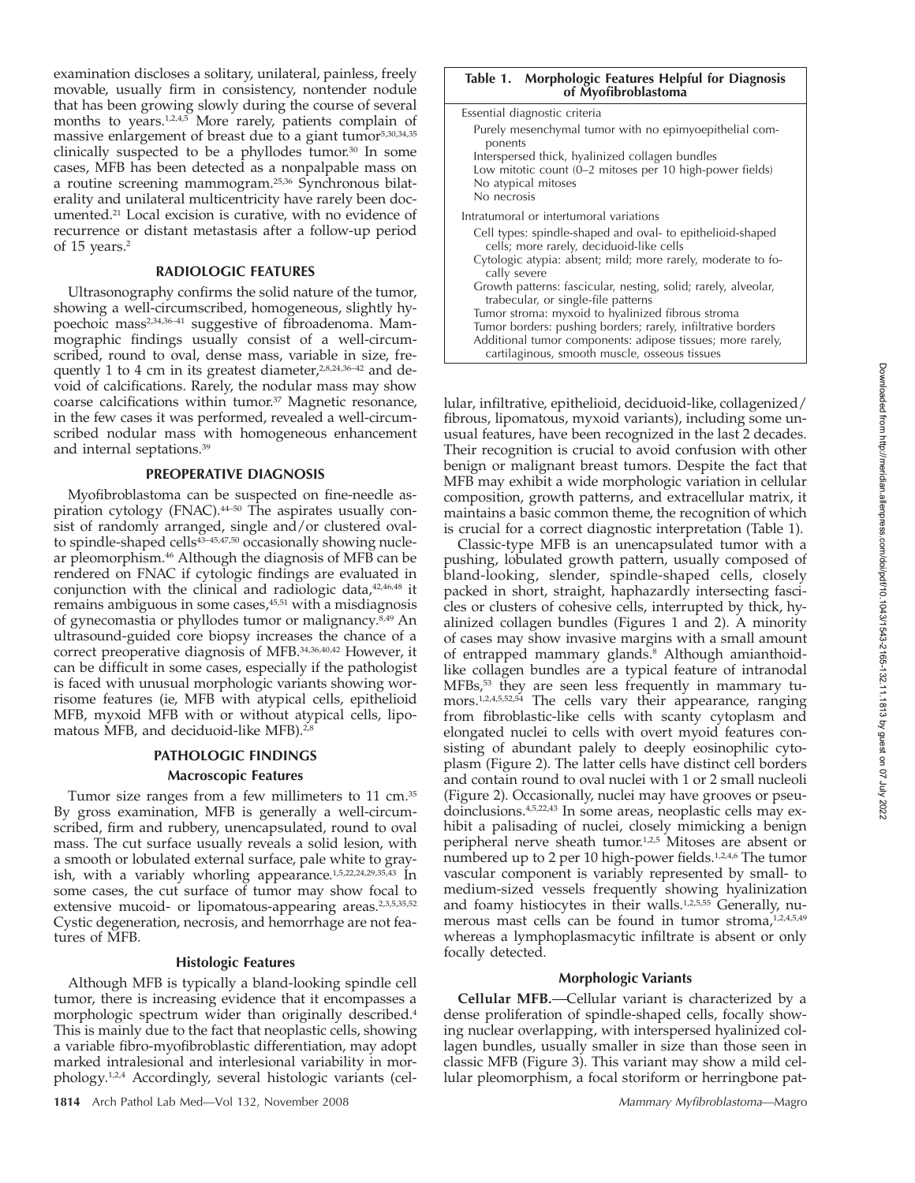examination discloses a solitary, unilateral, painless, freely movable, usually firm in consistency, nontender nodule that has been growing slowly during the course of several months to years.[1,2,4,5] More rarely, patients complain of massive enlargement of breast due to a giant tumor[5,30,34,35] clinically suspected to be a phyllodes tumor.[30] In some cases, MFB has been detected as a nonpalpable mass on a routine screening mammogram.[25,36] Synchronous bilaterality and unilateral multicentricity have rarely been documented.[21] Local excision is curative, with no evidence of recurrence or distant metastasis after a follow-up period of 15 years.[2]

## RADIOLOGIC FEATURES

Ultrasonography confirms the solid nature of the tumor, showing a well-circumscribed, homogeneous, slightly hypoechoic mass[2,34,36–41] suggestive of fibroadenoma. Mammographic findings usually consist of a well-circumscribed, round to oval, dense mass, variable in size, frequently 1 to 4 cm in its greatest diameter,[2,8,24,36–42] and devoid of calcifications. Rarely, the nodular mass may show coarse calcifications within tumor.[37] Magnetic resonance, in the few cases it was performed, revealed a well-circumscribed nodular mass with homogeneous enhancement and internal septations.[39]

## PREOPERATIVE DIAGNOSIS

Myofibroblastoma can be suspected on fine-needle aspiration cytology (FNAC).[44–50] The aspirates usually consist of randomly arranged, single and/or clustered oval-to spindle-shaped cells[43–45,47,50] occasionally showing nuclear pleomorphism.[46] Although the diagnosis of MFB can be rendered on FNAC if cytologic findings are evaluated in conjunction with the clinical and radiologic data,[42,46,48] it remains ambiguous in some cases,[45,51] with a misdiagnosis of gynecomastia or phyllodes tumor or malignancy.[8,49] An ultrasound-guided core biopsy increases the chance of a correct preoperative diagnosis of MFB.[34,36,40,42] However, it can be difficult in some cases, especially if the pathologist is faced with unusual morphologic variants showing worrisome features (ie, MFB with atypical cells, epithelioid MFB, myxoid MFB with or without atypical cells, lipomatous MFB, and deciduoid-like MFB).[2,8]

## PATHOLOGIC FINDINGS

### Macroscopic Features

Tumor size ranges from a few millimeters to 11 cm.[35] By gross examination, MFB is generally a well-circumscribed, firm and rubbery, unencapsulated, round to oval mass. The cut surface usually reveals a solid lesion, with a smooth or lobulated external surface, pale white to grayish, with a variably whorling appearance.[1,5,22,24,29,35,43] In some cases, the cut surface of tumor may show focal to extensive mucoid- or lipomatous-appearing areas.[2,3,5,35,52] Cystic degeneration, necrosis, and hemorrhage are not features of MFB.

### Histologic Features

Although MFB is typically a bland-looking spindle cell tumor, there is increasing evidence that it encompasses a morphologic spectrum wider than originally described.[4] This is mainly due to the fact that neoplastic cells, showing a variable fibro-myofibroblastic differentiation, may adopt marked intralesional and interlesional variability in morphology.[1,2,4] Accordingly, several histologic variants (cellular, infiltrative, epithelioid, deciduoid-like, collagenized/fibrous, lipomatous, myxoid variants), including some unusual features, have been recognized in the last 2 decades. Their recognition is crucial to avoid confusion with other benign or malignant breast tumors. Despite the fact that MFB may exhibit a wide morphologic variation in cellular composition, growth patterns, and extracellular matrix, it maintains a basic common theme, the recognition of which is crucial for a correct diagnostic interpretation (Table 1).

**Table 1. Morphologic Features Helpful for Diagnosis of Myofibroblastoma**

| |
|---|
| **Essential diagnostic criteria** |
| Purely mesenchymal tumor with no epimyoepithelial components |
| Interspersed thick, hyalinized collagen bundles |
| Low mitotic count (0–2 mitoses per 10 high-power fields) |
| No atypical mitoses |
| No necrosis |
| **Intratumoral or intertumoral variations** |
| Cell types: spindle-shaped and oval- to epithelioid-shaped cells; more rarely, deciduoid-like cells |
| Cytologic atypia: absent; mild; more rarely, moderate to focally severe |
| Growth patterns: fascicular, nesting, solid; rarely, alveolar, trabecular, or single-file patterns |
| Tumor stroma: myxoid to hyalinized fibrous stroma |
| Tumor borders: pushing borders; rarely, infiltrative borders |
| Additional tumor components: adipose tissues; more rarely, cartilaginous, smooth muscle, osseous tissues |

Classic-type MFB is an unencapsulated tumor with a pushing, lobulated growth pattern, usually composed of bland-looking, slender, spindle-shaped cells, closely packed in short, straight, haphazardly intersecting fascicles or clusters of cohesive cells, interrupted by thick, hyalinized collagen bundles (Figures 1 and 2). A minority of cases may show invasive margins with a small amount of entrapped mammary glands.[8] Although amianthoid-like collagen bundles are a typical feature of intranodal MFBs,[53] they are seen less frequently in mammary tumors.[1,2,4,5,52,54] The cells vary their appearance, ranging from fibroblastic-like cells with scanty cytoplasm and elongated nuclei to cells with overt myoid features consisting of abundant palely to deeply eosinophilic cytoplasm (Figure 2). The latter cells have distinct cell borders and contain round to oval nuclei with 1 or 2 small nucleoli (Figure 2). Occasionally, nuclei may have grooves or pseudoinclusions.[4,5,22,43] In some areas, neoplastic cells may exhibit a palisading of nuclei, closely mimicking a benign peripheral nerve sheath tumor.[1,2,5] Mitoses are absent or numbered up to 2 per 10 high-power fields.[1,2,4,6] The tumor vascular component is variably represented by small- to medium-sized vessels frequently showing hyalinization and foamy histiocytes in their walls.[1,2,5,55] Generally, numerous mast cells can be found in tumor stroma,[1,2,4,5,49] whereas a lymphoplasmacytic infiltrate is absent or only focally detected.

### Morphologic Variants

**Cellular MFB.**—Cellular variant is characterized by a dense proliferation of spindle-shaped cells, focally showing nuclear overlapping, with interspersed hyalinized collagen bundles, usually smaller in size than those seen in classic MFB (Figure 3). This variant may show a mild cellular pleomorphism, a focal storiform or herringbone pat-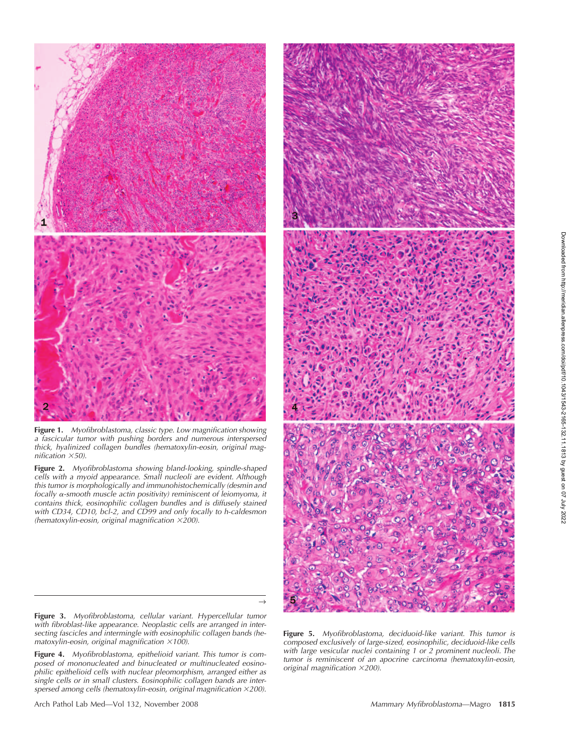**Figure 1.** *Myofibroblastoma, classic type. Low magnification showing a fascicular tumor with pushing borders and numerous interspersed thick, hyalinized collagen bundles (hematoxylin-eosin, original magnification ×50).*

**Figure 2.** *Myofibroblastoma showing bland-looking, spindle-shaped cells with a myoid appearance. Small nucleoli are evident. Although this tumor is morphologically and immunohistochemically (desmin and focally α-smooth muscle actin positivity) reminiscent of leiomyoma, it contains thick, eosinophilic collagen bundles and is diffusely stained with CD34, CD10, bcl-2, and CD99 and only focally to h-caldesmon (hematoxylin-eosin, original magnification ×200).*

**Figure 3.** *Myofibroblastoma, cellular variant. Hypercellular tumor with fibroblast-like appearance. Neoplastic cells are arranged in intersecting fascicles and intermingle with eosinophilic collagen bands (hematoxylin-eosin, original magnification ×100).*

**Figure 4.** *Myofibroblastoma, epithelioid variant. This tumor is composed of mononucleated and binucleated or multinucleated eosinophilic epithelioid cells with nuclear pleomorphism, arranged either as single cells or in small clusters. Eosinophilic collagen bands are interspersed among cells (hematoxylin-eosin, original magnification ×200).*

**Figure 5.** *Myofibroblastoma, deciduoid-like variant. This tumor is composed exclusively of large-sized, eosinophilic, deciduoid-like cells with large vesicular nuclei containing 1 or 2 prominent nucleoli. The tumor is reminiscent of an apocrine carcinoma (hematoxylin-eosin, original magnification ×200).*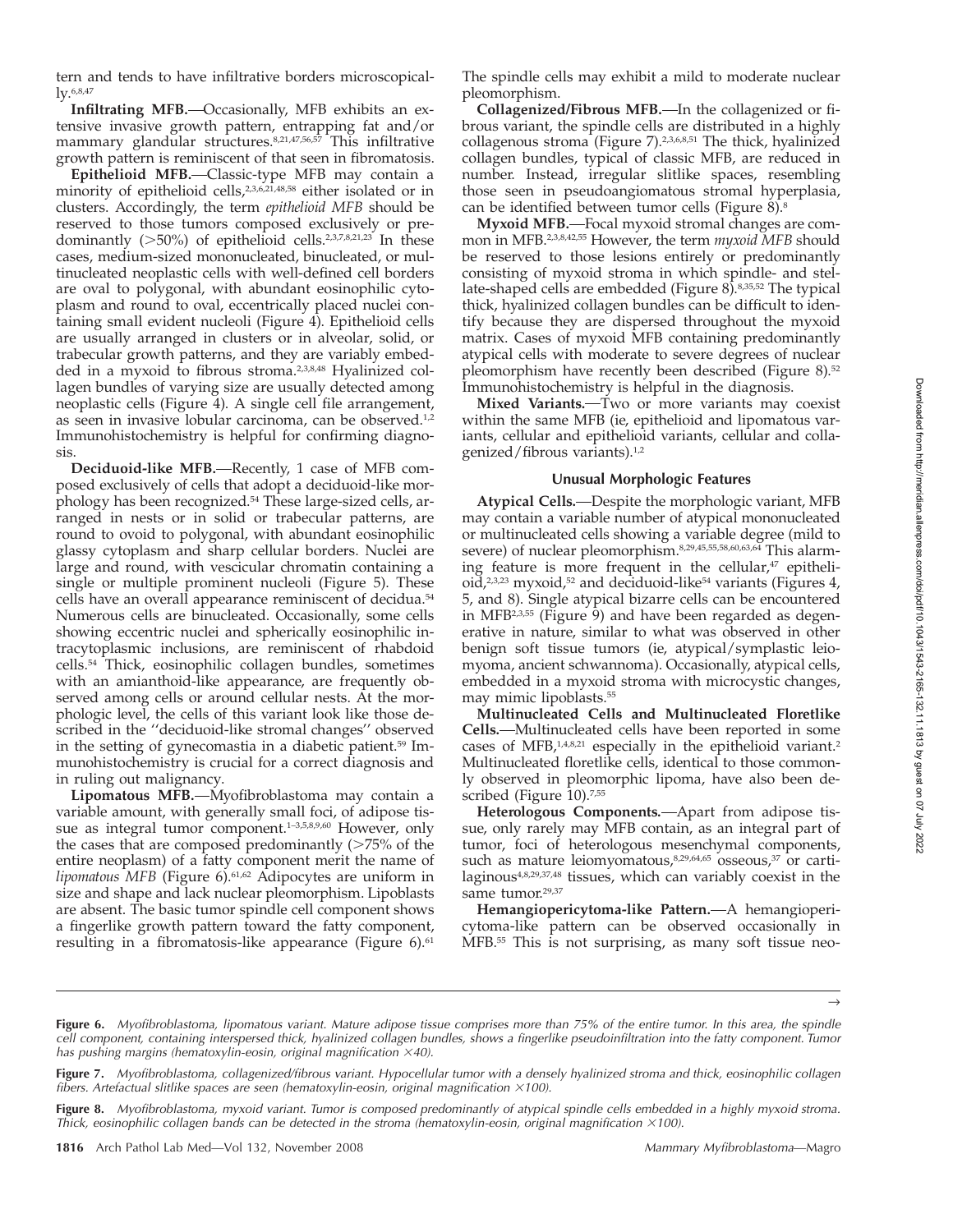tern and tends to have infiltrative borders microscopically.[6,8,47]

**Infiltrating MFB.**—Occasionally, MFB exhibits an extensive invasive growth pattern, entrapping fat and/or mammary glandular structures.[8,21,47,56,57] This infiltrative growth pattern is reminiscent of that seen in fibromatosis.

**Epithelioid MFB.**—Classic-type MFB may contain a minority of epithelioid cells,[2,3,6,21,48,58] either isolated or in clusters. Accordingly, the term *epithelioid MFB* should be reserved to those tumors composed exclusively or predominantly (>50%) of epithelioid cells.[2,3,7,8,21,23] In these cases, medium-sized mononucleated, binucleated, or multinucleated neoplastic cells with well-defined cell borders are oval to polygonal, with abundant eosinophilic cytoplasm and round to oval, eccentrically placed nuclei containing small evident nucleoli (Figure 4). Epithelioid cells are usually arranged in clusters or in alveolar, solid, or trabecular growth patterns, and they are variably embedded in a myxoid to fibrous stroma.[2,3,8,48] Hyalinized collagen bundles of varying size are usually detected among neoplastic cells (Figure 4). A single cell file arrangement, as seen in invasive lobular carcinoma, can be observed.[1,2] Immunohistochemistry is helpful for confirming diagnosis.

**Deciduoid-like MFB.**—Recently, 1 case of MFB composed exclusively of cells that adopt a deciduoid-like morphology has been recognized.[54] These large-sized cells, arranged in nests or in solid or trabecular patterns, are round to ovoid to polygonal, with abundant eosinophilic glassy cytoplasm and sharp cellular borders. Nuclei are large and round, with vescicular chromatin containing a single or multiple prominent nucleoli (Figure 5). These cells have an overall appearance reminiscent of decidua.[54] Numerous cells are binucleated. Occasionally, some cells showing eccentric nuclei and spherically eosinophilic intracytoplasmic inclusions, are reminiscent of rhabdoid cells.[54] Thick, eosinophilic collagen bundles, sometimes with an amianthoid-like appearance, are frequently observed among cells or around cellular nests. At the morphologic level, the cells of this variant look like those described in the ''deciduoid-like stromal changes'' observed in the setting of gynecomastia in a diabetic patient.[59] Immunohistochemistry is crucial for a correct diagnosis and in ruling out malignancy.

**Lipomatous MFB.**—Myofibroblastoma may contain a variable amount, with generally small foci, of adipose tissue as integral tumor component.[1–3,5,8,9,60] However, only the cases that are composed predominantly (>75% of the entire neoplasm) of a fatty component merit the name of *lipomatous MFB* (Figure 6).[61,62] Adipocytes are uniform in size and shape and lack nuclear pleomorphism. Lipoblasts are absent. The basic tumor spindle cell component shows a fingerlike growth pattern toward the fatty component, resulting in a fibromatosis-like appearance (Figure 6).[61] The spindle cells may exhibit a mild to moderate nuclear pleomorphism.

**Collagenized/Fibrous MFB.**—In the collagenized or fibrous variant, the spindle cells are distributed in a highly collagenous stroma (Figure 7).[2,3,6,8,51] The thick, hyalinized collagen bundles, typical of classic MFB, are reduced in number. Instead, irregular slitlike spaces, resembling those seen in pseudoangiomatous stromal hyperplasia, can be identified between tumor cells (Figure 8).[8]

**Myxoid MFB.**—Focal myxoid stromal changes are common in MFB.[2,3,8,42,55] However, the term *myxoid MFB* should be reserved to those lesions entirely or predominantly consisting of myxoid stroma in which spindle- and stellate-shaped cells are embedded (Figure 8).[8,35,52] The typical thick, hyalinized collagen bundles can be difficult to identify because they are dispersed throughout the myxoid matrix. Cases of myxoid MFB containing predominantly atypical cells with moderate to severe degrees of nuclear pleomorphism have recently been described (Figure 8).[52] Immunohistochemistry is helpful in the diagnosis.

**Mixed Variants.**—Two or more variants may coexist within the same MFB (ie, epithelioid and lipomatous variants, cellular and epithelioid variants, cellular and collagenized/fibrous variants).[1,2]

### Unusual Morphologic Features

**Atypical Cells.**—Despite the morphologic variant, MFB may contain a variable number of atypical mononucleated or multinucleated cells showing a variable degree (mild to severe) of nuclear pleomorphism.[8,29,45,55,58,60,63,64] This alarming feature is more frequent in the cellular,[47] epithelioid,[2,3,23] myxoid,[52] and deciduoid-like[54] variants (Figures 4, 5, and 8). Single atypical bizarre cells can be encountered in MFB[2,3,55] (Figure 9) and have been regarded as degenerative in nature, similar to what was observed in other benign soft tissue tumors (ie, atypical/symplastic leiomyoma, ancient schwannoma). Occasionally, atypical cells, embedded in a myxoid stroma with microcystic changes, may mimic lipoblasts.[55]

**Multinucleated Cells and Multinucleated Floretlike Cells.**—Multinucleated cells have been reported in some cases of MFB,[1,4,8,21] especially in the epithelioid variant.[2] Multinucleated floretlike cells, identical to those commonly observed in pleomorphic lipoma, have also been described (Figure 10).[7,55]

**Heterologous Components.**—Apart from adipose tissue, only rarely may MFB contain, as an integral part of tumor, foci of heterologous mesenchymal components, such as mature leiomyomatous,[8,29,64,65] osseous,[37] or cartilaginous[4,8,29,37,48] tissues, which can variably coexist in the same tumor.[29,37]

**Hemangiopericytoma-like Pattern.**—A hemangiopericytoma-like pattern can be observed occasionally in MFB.[55] This is not surprising, as many soft tissue neo-

**Figure 6.** *Myofibroblastoma, lipomatous variant. Mature adipose tissue comprises more than 75% of the entire tumor. In this area, the spindle cell component, containing interspersed thick, hyalinized collagen bundles, shows a fingerlike pseudoinfiltration into the fatty component. Tumor has pushing margins (hematoxylin-eosin, original magnification ×40).*

**Figure 7.** *Myofibroblastoma, collagenized/fibrous variant. Hypocellular tumor with a densely hyalinized stroma and thick, eosinophilic collagen fibers. Artefactual slitlike spaces are seen (hematoxylin-eosin, original magnification ×100).*

**Figure 8.** *Myofibroblastoma, myxoid variant. Tumor is composed predominantly of atypical spindle cells embedded in a highly myxoid stroma. Thick, eosinophilic collagen bands can be detected in the stroma (hematoxylin-eosin, original magnification ×100).*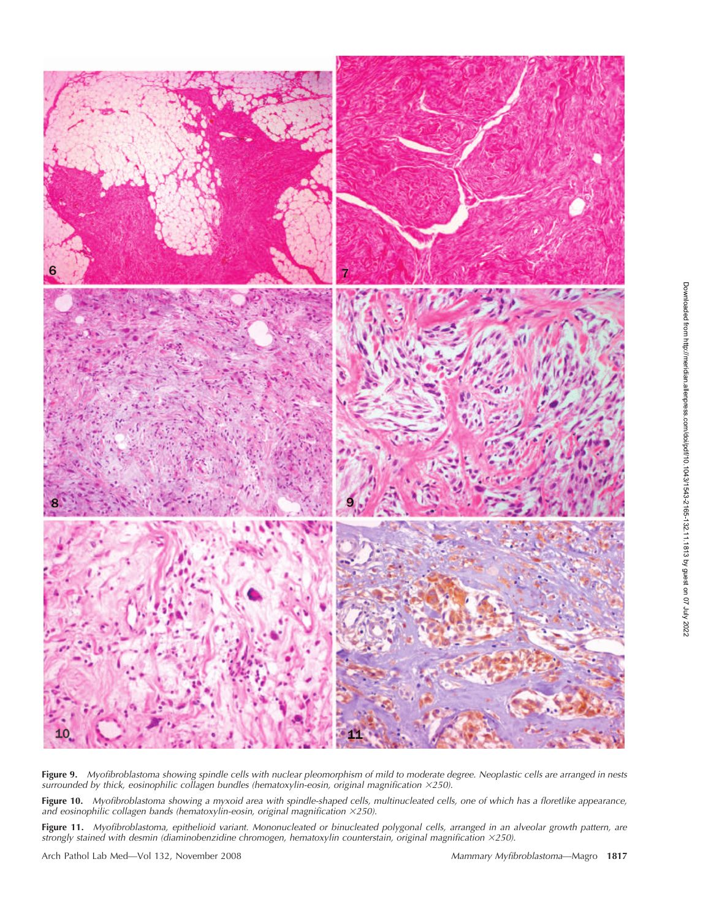**Figure 9.** *Myofibroblastoma showing spindle cells with nuclear pleomorphism of mild to moderate degree. Neoplastic cells are arranged in nests surrounded by thick, eosinophilic collagen bundles (hematoxylin-eosin, original magnification ×250).*

**Figure 10.** *Myofibroblastoma showing a myxoid area with spindle-shaped cells, multinucleated cells, one of which has a floretlike appearance, and eosinophilic collagen bands (hematoxylin-eosin, original magnification ×250).*

**Figure 11.** *Myofibroblastoma, epithelioid variant. Mononucleated or binucleated polygonal cells, arranged in an alveolar growth pattern, are strongly stained with desmin (diaminobenzidine chromogen, hematoxylin counterstain, original magnification ×250).*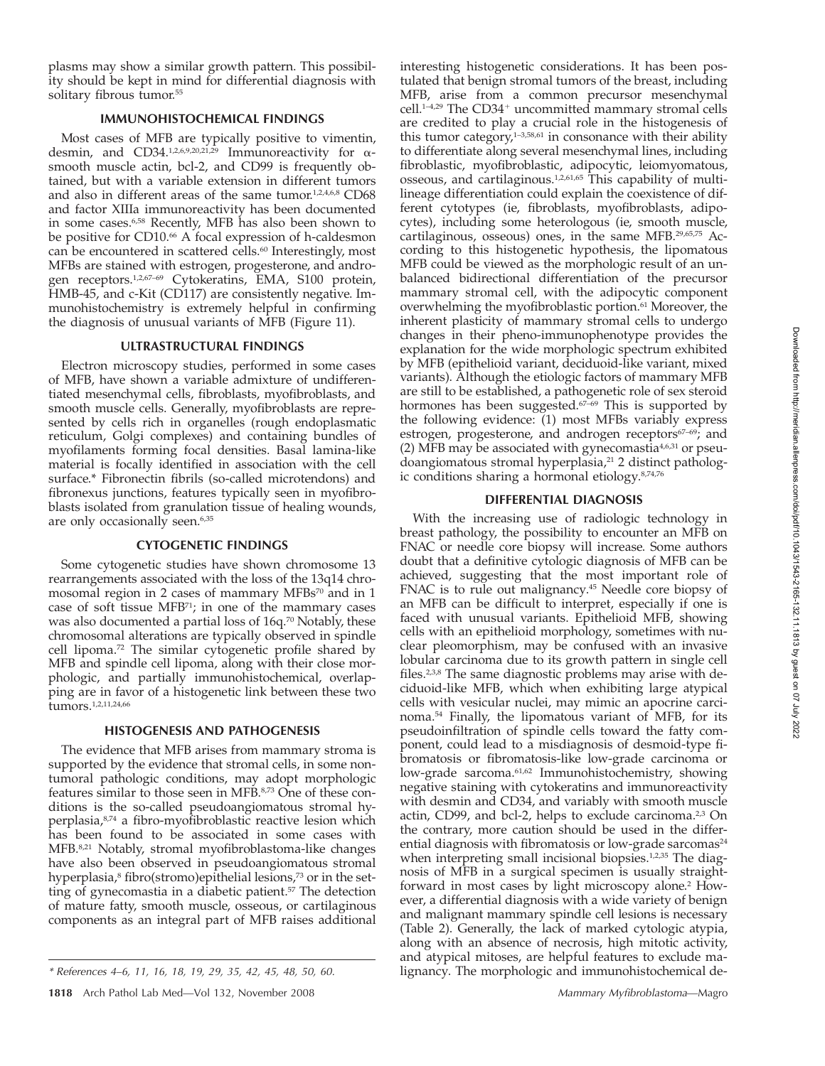plasms may show a similar growth pattern. This possibility should be kept in mind for differential diagnosis with solitary fibrous tumor.[55]

## IMMUNOHISTOCHEMICAL FINDINGS

Most cases of MFB are typically positive to vimentin, desmin, and CD34.[1,2,6,9,20,21,29] Immunoreactivity for α-smooth muscle actin, bcl-2, and CD99 is frequently obtained, but with a variable extension in different tumors and also in different areas of the same tumor.[1,2,4,6,8] CD68 and factor XIIIa immunoreactivity has been documented in some cases.[6,58] Recently, MFB has also been shown to be positive for CD10.[66] A focal expression of h-caldesmon can be encountered in scattered cells.[60] Interestingly, most MFBs are stained with estrogen, progesterone, and androgen receptors.[1,2,67–69] Cytokeratins, EMA, S100 protein, HMB-45, and c-Kit (CD117) are consistently negative. Immunohistochemistry is extremely helpful in confirming the diagnosis of unusual variants of MFB (Figure 11).

## ULTRASTRUCTURAL FINDINGS

Electron microscopy studies, performed in some cases of MFB, have shown a variable admixture of undifferentiated mesenchymal cells, fibroblasts, myofibroblasts, and smooth muscle cells. Generally, myofibroblasts are represented by cells rich in organelles (rough endoplasmatic reticulum, Golgi complexes) and containing bundles of myofilaments forming focal densities. Basal lamina-like material is focally identified in association with the cell surface.* Fibronectin fibrils (so-called microtendons) and fibronexus junctions, features typically seen in myofibroblasts isolated from granulation tissue of healing wounds, are only occasionally seen.[6,35]

## CYTOGENETIC FINDINGS

Some cytogenetic studies have shown chromosome 13 rearrangements associated with the loss of the 13q14 chromosomal region in 2 cases of mammary MFBs[70] and in 1 case of soft tissue MFB[71]; in one of the mammary cases was also documented a partial loss of 16q.[70] Notably, these chromosomal alterations are typically observed in spindle cell lipoma.[72] The similar cytogenetic profile shared by MFB and spindle cell lipoma, along with their close morphologic, and partially immunohistochemical, overlapping are in favor of a histogenetic link between these two tumors.[1,2,11,24,66]

## HISTOGENESIS AND PATHOGENESIS

The evidence that MFB arises from mammary stroma is supported by the evidence that stromal cells, in some nontumoral pathologic conditions, may adopt morphologic features similar to those seen in MFB.[8,73] One of these conditions is the so-called pseudoangiomatous stromal hyperplasia,[8,74] a fibro-myofibroblastic reactive lesion which has been found to be associated in some cases with MFB.[8,21] Notably, stromal myofibroblastoma-like changes have also been observed in pseudoangiomatous stromal hyperplasia,[8] fibro(stromo)epithelial lesions,[73] or in the setting of gynecomastia in a diabetic patient.[57] The detection of mature fatty, smooth muscle, osseous, or cartilaginous components as an integral part of MFB raises additional interesting histogenetic considerations. It has been postulated that benign stromal tumors of the breast, including MFB, arise from a common precursor mesenchymal cell.[1–4,29] The CD34+ uncommitted mammary stromal cells are credited to play a crucial role in the histogenesis of this tumor category,[1–3,58,61] in consonance with their ability to differentiate along several mesenchymal lines, including fibroblastic, myofibroblastic, adipocytic, leiomyomatous, osseous, and cartilaginous.[1,2,61,65] This capability of multilineage differentiation could explain the coexistence of different cytotypes (ie, fibroblasts, myofibroblasts, adipocytes), including some heterologous (ie, smooth muscle, cartilaginous, osseous) ones, in the same MFB.[29,65,75] According to this histogenetic hypothesis, the lipomatous MFB could be viewed as the morphologic result of an unbalanced bidirectional differentiation of the precursor mammary stromal cell, with the adipocytic component overwhelming the myofibroblastic portion.[61] Moreover, the inherent plasticity of mammary stromal cells to undergo changes in their pheno-immunophenotype provides the explanation for the wide morphologic spectrum exhibited by MFB (epithelioid variant, deciduoid-like variant, mixed variants). Although the etiologic factors of mammary MFB are still to be established, a pathogenetic role of sex steroid hormones has been suggested.[67–69] This is supported by the following evidence: (1) most MFBs variably express estrogen, progesterone, and androgen receptors[67–69]; and (2) MFB may be associated with gynecomastia[4,6,31] or pseudoangiomatous stromal hyperplasia,[21] 2 distinct pathologic conditions sharing a hormonal etiology.[8,74,76]

## DIFFERENTIAL DIAGNOSIS

With the increasing use of radiologic technology in breast pathology, the possibility to encounter an MFB on FNAC or needle core biopsy will increase. Some authors doubt that a definitive cytologic diagnosis of MFB can be achieved, suggesting that the most important role of FNAC is to rule out malignancy.[45] Needle core biopsy of an MFB can be difficult to interpret, especially if one is faced with unusual variants. Epithelioid MFB, showing cells with an epithelioid morphology, sometimes with nuclear pleomorphism, may be confused with an invasive lobular carcinoma due to its growth pattern in single cell files.[2,3,8] The same diagnostic problems may arise with deciduoid-like MFB, which when exhibiting large atypical cells with vesicular nuclei, may mimic an apocrine carcinoma.[54] Finally, the lipomatous variant of MFB, for its pseudoinfiltration of spindle cells toward the fatty component, could lead to a misdiagnosis of desmoid-type fibromatosis or fibromatosis-like low-grade carcinoma or low-grade sarcoma.[61,62] Immunohistochemistry, showing negative staining with cytokeratins and immunoreactivity with desmin and CD34, and variably with smooth muscle actin, CD99, and bcl-2, helps to exclude carcinoma.[2,3] On the contrary, more caution should be used in the differential diagnosis with fibromatosis or low-grade sarcomas[24] when interpreting small incisional biopsies.[1,2,35] The diagnosis of MFB in a surgical specimen is usually straightforward in most cases by light microscopy alone.[2] However, a differential diagnosis with a wide variety of benign and malignant mammary spindle cell lesions is necessary (Table 2). Generally, the lack of marked cytologic atypia, along with an absence of necrosis, high mitotic activity, and atypical mitoses, are helpful features to exclude malignancy. The morphologic and immunohistochemical de-

\* *References 4–6, 11, 16, 18, 19, 29, 35, 42, 45, 48, 50, 60.*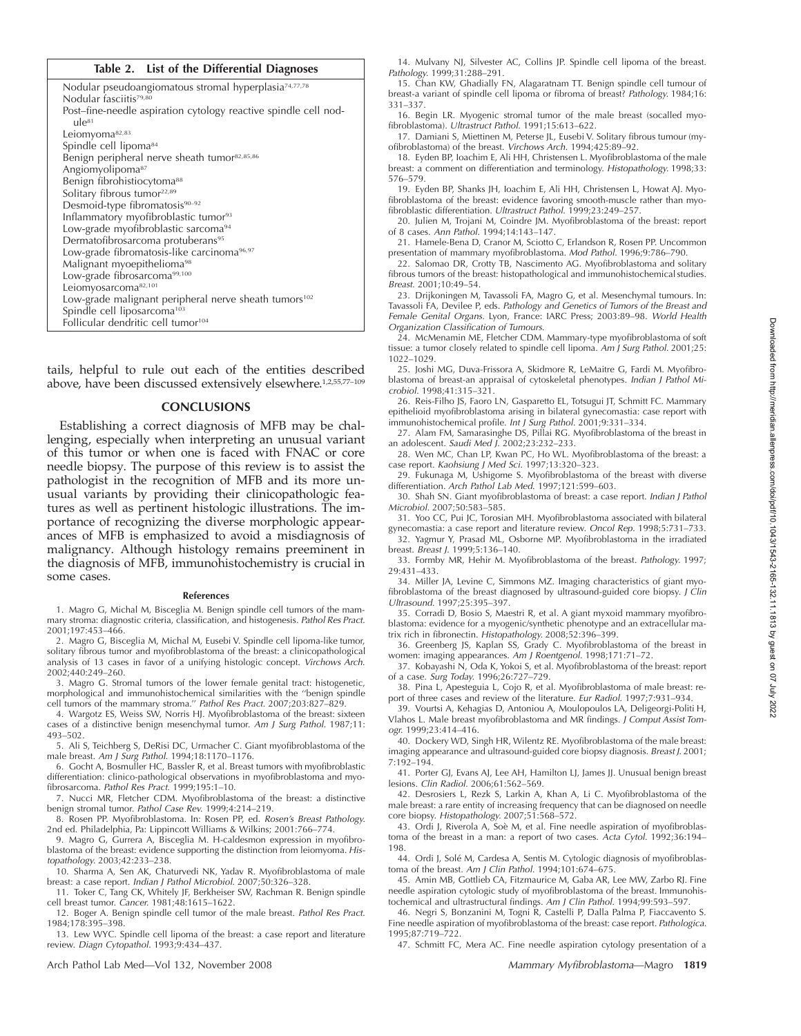**Table 2. List of the Differential Diagnoses**

| Differential Diagnoses |
|---|
| Nodular pseudoangiomatous stromal hyperplasia[74,77,78] |
| Nodular fasciitis[79,80] |
| Post–fine-needle aspiration cytology reactive spindle cell nodule[81] |
| Leiomyoma[82,83] |
| Spindle cell lipoma[84] |
| Benign peripheral nerve sheath tumor[82,85,86] |
| Angiomyolipoma[87] |
| Benign fibrohistiocytoma[88] |
| Solitary fibrous tumor[22,89] |
| Desmoid-type fibromatosis[90–92] |
| Inflammatory myofibroblastic tumor[93] |
| Low-grade myofibroblastic sarcoma[94] |
| Dermatofibrosarcoma protuberans[95] |
| Low-grade fibromatosis-like carcinoma[96,97] |
| Malignant myoepithelioma[98] |
| Low-grade fibrosarcoma[99,100] |
| Leiomyosarcoma[82,101] |
| Low-grade malignant peripheral nerve sheath tumors[102] |
| Spindle cell liposarcoma[103] |
| Follicular dendritic cell tumor[104] |

tails, helpful to rule out each of the entities described above, have been discussed extensively elsewhere.[1,2,55,77–109]

## CONCLUSIONS

Establishing a correct diagnosis of MFB may be challenging, especially when interpreting an unusual variant of this tumor or when one is faced with FNAC or core needle biopsy. The purpose of this review is to assist the pathologist in the recognition of MFB and its more unusual variants by providing their clinicopathologic features as well as pertinent histologic illustrations. The importance of recognizing the diverse morphologic appearances of MFB is emphasized to avoid a misdiagnosis of malignancy. Although histology remains preeminent in the diagnosis of MFB, immunohistochemistry is crucial in some cases.

### References

1. Magro G, Michal M, Bisceglia M. Benign spindle cell tumors of the mammary stroma: diagnostic criteria, classification, and histogenesis. *Pathol Res Pract.* 2001;197:453–466.
2. Magro G, Bisceglia M, Michal M, Eusebi V. Spindle cell lipoma-like tumor, solitary fibrous tumor and myofibroblastoma of the breast: a clinicopathological analysis of 13 cases in favor of a unifying histologic concept. *Virchows Arch.* 2002;440:249–260.
3. Magro G. Stromal tumors of the lower female genital tract: histogenetic, morphological and immunohistochemical similarities with the "benign spindle cell tumors of the mammary stroma." *Pathol Res Pract.* 2007;203:827–829.
4. Wargotz ES, Weiss SW, Norris HJ. Myofibroblastoma of the breast: sixteen cases of a distinctive benign mesenchymal tumor. *Am J Surg Pathol.* 1987;11: 493–502.
5. Ali S, Teichberg S, DeRisi DC, Urmacher C. Giant myofibroblastoma of the male breast. *Am J Surg Pathol.* 1994;18:1170–1176.
6. Gocht A, Bosmuller HC, Bassler R, et al. Breast tumors with myofibroblastic differentiation: clinico-pathological observations in myofibroblastoma and myofibrosarcoma. *Pathol Res Pract.* 1999;195:1–10.
7. Nucci MR, Fletcher CDM. Myofibroblastoma of the breast: a distinctive benign stromal tumor. *Pathol Case Rev.* 1999;4:214–219.
8. Rosen PP. Myofibroblastoma. In: Rosen PP, ed. *Rosen's Breast Pathology.* 2nd ed. Philadelphia, Pa: Lippincott Williams & Wilkins; 2001:766–774.
9. Magro G, Gurrera A, Bisceglia M. H-caldesmon expression in myofibroblastoma of the breast: evidence supporting the distinction from leiomyoma. *Histopathology.* 2003;42:233–238.
10. Sharma A, Sen AK, Chaturvedi NK, Yadav R. Myofibroblastoma of male breast: a case report. *Indian J Pathol Microbiol.* 2007;50:326–328.
11. Toker C, Tang CK, Whitely JF, Berkheiser SW, Rachman R. Benign spindle cell breast tumor. *Cancer.* 1981;48:1615–1622.
12. Boger A. Benign spindle cell tumor of the male breast. *Pathol Res Pract.* 1984;178:395–398.
13. Lew WYC. Spindle cell lipoma of the breast: a case report and literature review. *Diagn Cytopathol.* 1993;9:434–437.
14. Mulvany NJ, Silvester AC, Collins JP. Spindle cell lipoma of the breast. *Pathology.* 1999;31:288–291.
15. Chan KW, Ghadially FN, Alagaratnam TT. Benign spindle cell tumour of breast-a variant of spindle cell lipoma or fibroma of breast? *Pathology.* 1984;16: 331–337.
16. Begin LR. Myogenic stromal tumor of the male breast (socalled myofibroblastoma). *Ultrastruct Pathol.* 1991;15:613–622.
17. Damiani S, Miettinen M, Peterse JL, Eusebi V. Solitary fibrous tumour (myofibroblastoma) of the breast. *Virchows Arch.* 1994;425:89–92.
18. Eyden BP, Ioachim E, Ali HH, Christensen L. Myofibroblastoma of the male breast: a comment on differentiation and terminology. *Histopathology.* 1998;33: 576–579.
19. Eyden BP, Shanks JH, Ioachim E, Ali HH, Christensen L, Howat AJ. Myofibroblastoma of the breast: evidence favoring smooth-muscle rather than myofibroblastic differentiation. *Ultrastruct Pathol.* 1999;23:249–257.
20. Julien M, Trojani M, Coindre JM. Myofibroblastoma of the breast: report of 8 cases. *Ann Pathol.* 1994;14:143–147.
21. Hamele-Bena D, Cranor M, Sciotto C, Erlandson R, Rosen PP. Uncommon presentation of mammary myofibroblastoma. *Mod Pathol.* 1996;9:786–790.
22. Salomao DR, Crotty TB, Nascimento AG. Myofibroblastoma and solitary fibrous tumors of the breast: histopathological and immunohistochemical studies. *Breast.* 2001;10:49–54.
23. Drijkoningen M, Tavassoli FA, Magro G, et al. Mesenchymal tumours. In: Tavassoli FA, Devilee P, eds. *Pathology and Genetics of Tumors of the Breast and Female Genital Organs.* Lyon, France: IARC Press; 2003:89–98. *World Health Organization Classification of Tumours.*
24. McMenamin ME, Fletcher CDM. Mammary-type myofibroblastoma of soft tissue: a tumor closely related to spindle cell lipoma. *Am J Surg Pathol.* 2001;25: 1022–1029.
25. Joshi MG, Duva-Frissora A, Skidmore R, LeMaitre G, Fardi M. Myofibroblastoma of breast-an appraisal of cytoskeletal phenotypes. *Indian J Pathol Microbiol.* 1998;41:315–321.
26. Reis-Filho JS, Faoro LN, Gasparetto EL, Totsugui JT, Schmitt FC. Mammary epithelioid myofibroblastoma arising in bilateral gynecomastia: case report with immunohistochemical profile. *Int J Surg Pathol.* 2001;9:331–334.
27. Alam FM, Samarasinghe DS, Pillai RG. Myofibroblastoma of the breast in an adolescent. *Saudi Med J.* 2002;23:232–233.
28. Wen MC, Chan LP, Kwan PC, Ho WL. Myofibroblastoma of the breast: a case report. *Kaohsiung J Med Sci.* 1997;13:320–323.
29. Fukunaga M, Ushigome S. Myofibroblastoma of the breast with diverse differentiation. *Arch Pathol Lab Med.* 1997;121:599–603.
30. Shah SN. Giant myofibroblastoma of breast: a case report. *Indian J Pathol Microbiol.* 2007;50:583–585.
31. Yoo CC, Pui JC, Torosian MH. Myofibroblastoma associated with bilateral gynecomastia: a case report and literature review. *Oncol Rep.* 1998;5:731–733.
32. Yagmur Y, Prasad ML, Osborne MP. Myofibroblastoma in the irradiated breast. *Breast J.* 1999;5:136–140.
33. Formby MR, Hehir M. Myofibroblastoma of the breast. *Pathology.* 1997; 29:431–433.
34. Miller JA, Levine C, Simmons MZ. Imaging characteristics of giant myofibroblastoma of the breast diagnosed by ultrasound-guided core biopsy. *J Clin Ultrasound.* 1997;25:395–397.
35. Corradi D, Bosio S, Maestri R, et al. A giant myxoid mammary myofibroblastoma: evidence for a myogenic/synthetic phenotype and an extracellular matrix rich in fibronectin. *Histopathology.* 2008;52:396–399.
36. Greenberg JS, Kaplan SS, Grady C. Myofibroblastoma of the breast in women: imaging appearances. *Am J Roentgenol.* 1998;171:71–72.
37. Kobayashi N, Oda K, Yokoi S, et al. Myofibroblastoma of the breast: report of a case. *Surg Today.* 1996;26:727–729.
38. Pina L, Apesteguia L, Cojo R, et al. Myofibroblastoma of male breast: report of three cases and review of the literature. *Eur Radiol.* 1997;7:931–934.
39. Vourtsi A, Kehagias D, Antoniou A, Moulopoulos LA, Deligeorgi-Politi H, Vlahos L. Male breast myofibroblastoma and MR findings. *J Comput Assist Tomogr.* 1999;23:414–416.
40. Dockery WD, Singh HR, Wilentz RE. Myofibroblastoma of the male breast: imaging appearance and ultrasound-guided core biopsy diagnosis. *Breast J.* 2001; 7:192–194.
41. Porter GJ, Evans AJ, Lee AH, Hamilton LJ, James JJ. Unusual benign breast lesions. *Clin Radiol.* 2006;61:562–569.
42. Desrosiers L, Rezk S, Larkin A, Khan A, Li C. Myofibroblastoma of the male breast: a rare entity of increasing frequency that can be diagnosed on needle core biopsy. *Histopathology.* 2007;51:568–572.
43. Ordi J, Riverola A, Soè M, et al. Fine needle aspiration of myofibroblastoma of the breast in a man: a report of two cases. *Acta Cytol.* 1992;36:194–198.
44. Ordi J, Solé M, Cardesa A, Sentis M. Cytologic diagnosis of myofibroblastoma of the breast. *Am J Clin Pathol.* 1994;101:674–675.
45. Amin MB, Gottlieb CA, Fitzmaurice M, Gaba AR, Lee MW, Zarbo RJ. Fine needle aspiration cytologic study of myofibroblastoma of the breast. Immunohistochemical and ultrastructural findings. *Am J Clin Pathol.* 1994;99:593–597.
46. Negri S, Bonzanini M, Togni R, Castelli P, Dalla Palma P, Fiaccavento S. Fine needle aspiration of myofibroblastoma of the breast: case report. *Pathologica.* 1995;87:719–722.
47. Schmitt FC, Mera AC. Fine needle aspiration cytology presentation of a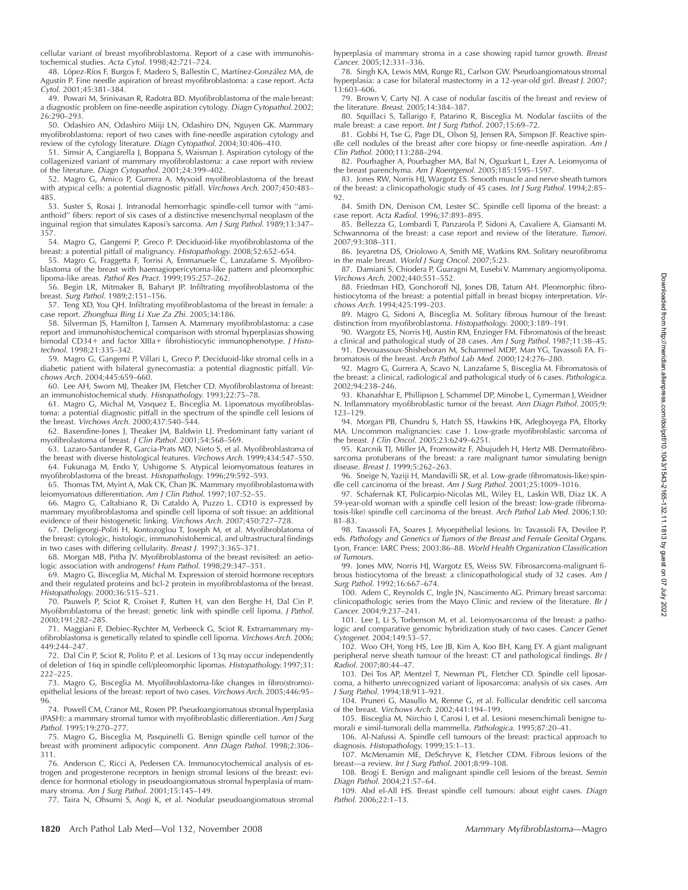cellular variant of breast myofibroblastoma. Report of a case with immunohistochemical studies. *Acta Cytol.* 1998;42:721–724.

48. López-Ríos F, Burgos F, Madero S, Ballestín C, Martínez-González MA, de Agustín P. Fine needle aspiration of breast myofibroblastoma: a case report. *Acta Cytol.* 2001;45:381–384.

49. Powari M, Srinivasan R, Radotra BD. Myofibroblastoma of the male breast: a diagnostic problem on fine-needle aspiration cytology. *Diagn Cytopathol.* 2002; 26:290–293.

50. Odashiro AN, Odashiro Miiji LN, Odashiro DN, Nguyen GK. Mammary myofibroblastoma: report of two cases with fine-needle aspiration cytology and review of the cytology literature. *Diagn Cytopathol.* 2004;30:406–410.

51. Simsir A, Cangiarella J, Boppana S, Waisman J. Aspiration cytology of the collagenized variant of mammary myofibroblastoma: a case report with review of the literature. *Diagn Cytopathol.* 2001;24:399–402.

52. Magro G, Amico P, Gurrera A. Myxoid myofibroblastoma of the breast with atypical cells: a potential diagnostic pitfall. *Virchows Arch.* 2007;450:483–485.

53. Suster S, Rosai J. Intranodal hemorrhagic spindle-cell tumor with ''amianthoid'' fibers: report of six cases of a distinctive mesenchymal neoplasm of the inguinal region that simulates Kaposi's sarcoma. *Am J Surg Pathol.* 1989;13:347–357.

54. Magro G, Gangemi P, Greco P. Deciduoid-like myofibroblastoma of the breast: a potential pitfall of malignancy. *Histopathology.* 2008;52:652–654.

55. Magro G, Fraggetta F, Torrisi A, Emmanuele C, Lanzafame S. Myofibroblastoma of the breast with haemagiopericytoma-like pattern and pleomorphic lipoma-like areas. *Pathol Res Pract.* 1999;195:257–262.

56. Begin LR, Mitmaker B, Baharyt JP. Infiltrating myofibroblastoma of the breast. *Surg Pathol.* 1989;2:151–156.

57. Teng XD, You QH. Infiltrating myofibroblastoma of the breast in female: a case report. *Zhonghua Bing Li Xue Za Zhi.* 2005;34:186.

58. Silverman JS, Hamilton J, Tamsen A. Mammary myofibroblastoma: a case report and immunohistochemical comparison with stromal hyperplasias showing bimodal CD34+ and factor XIIIa+ fibrohistiocytic immunophenotype. *J Histotechnol.* 1998;21:335–342.

59. Magro G, Gangemi P, Villari L, Greco P. Deciduoid-like stromal cells in a diabetic patient with bilateral gynecomastia: a potential diagnostic pitfall. *Virchows Arch.* 2004;445:659–660.

60. Lee AH, Sworn MJ, Theaker JM, Fletcher CD. Myofibroblastoma of breast: an immunohistochemical study. *Histopathology.* 1993;22:75–78.

61. Magro G, Michal M, Vasquez E, Bisceglia M. Lipomatous myofibroblastoma: a potential diagnostic pitfall in the spectrum of the spindle cell lesions of the breast. *Virchows Arch.* 2000;437:540–544.

62. Baxendine-Jones J, Theaker JM, Baldwin LJ. Predominant fatty variant of myofibrolastoma of breast. *J Clin Pathol.* 2001;54:568–569.

63. Lazaro-Santander R, Garcia-Prats MD, Nieto S, et al. Myofibroblastoma of the breast with diverse histological features. *Virchows Arch.* 1999;434:547–550.

64. Fukunaga M, Endo Y, Ushigome S. Atypical leiomyomatous features in myofibroblastoma of the breast. *Histopathology.* 1996;29:592–593.

65. Thomas TM, Myint A, Mak CK, Chan JK. Mammary myofibroblastoma with leiomyomatous differentiation. *Am J Clin Pathol.* 1997;107:52–55.

66. Magro G, Caltabiano R, Di Cataldo A, Puzzo L. CD10 is expressed by mammary myofibroblastoma and spindle cell lipoma of soft tissue: an additional evidence of their histogenetic linking. *Virchows Arch.* 2007;450:727–728.

67. Deligeorgi-Politi H, Kontozoglou T, Joseph M, et al. Myofibroblatoma of the breast: cytologic, histologic, immunohistochemical, and ultrastructural findings in two cases with differing cellularity. *Breast J.* 1997;3:365–371.

68. Morgan MB, Pitha JV. Myofibroblastoma of the breast revisited: an aetiologic association with androgens? *Hum Pathol.* 1998;29:347–351.

69. Magro G, Bisceglia M, Michal M. Expression of steroid hormone receptors and their regulated proteins and bcl-2 protein in myofibroblastoma of the breast. *Histopathology.* 2000;36:515–521.

70. Pauwels P, Sciot R, Croiset F, Rutten H, van den Berghe H, Dal Cin P. Myofibroblastoma of the breast: genetic link with spindle cell lipoma. *J Pathol.* 2000;191:282–285.

71. Maggiani F, Debiec-Rychter M, Verbeeck G, Sciot R. Extramammary myofibroblastoma is genetically related to spindle cell lipoma. *Virchows Arch.* 2006; 449:244–247.

72. Dal Cin P, Sciot R, Polito P, et al. Lesions of 13q may occur independently of deletion of 16q in spindle cell/pleomorphic lipomas. *Histopathology.* 1997;31: 222–225.

73. Magro G, Bisceglia M. Myofibroblastoma-like changes in fibro(stromo)-epithelial lesions of the breast: report of two cases. *Virchows Arch.* 2005;446:95–96.

74. Powell CM, Cranor ML, Rosen PP. Pseudoangiomatous stromal hyperplasia (PASH): a mammary stromal tumor with myofibroblastic differentiation. *Am J Surg Pathol.* 1995;19:270–277.

75. Magro G, Bisceglia M, Pasquinelli G. Benign spindle cell tumor of the breast with prominent adipocytic component. *Ann Diagn Pathol.* 1998;2:306–311.

76. Anderson C, Ricci A, Pedersen CA. Immunocytochemical analysis of estrogen and progesterone receptors in benign stromal lesions of the breast: evidence for hormonal etiology in pseudoangiomatous stromal hyperplasia of mammary stroma. *Am J Surg Pathol.* 2001;15:145–149.

77. Taira N, Ohsumi S, Aogi K, et al. Nodular pseudoangiomatous stromal hyperplasia of mammary stroma in a case showing rapid tumor growth. *Breast Cancer.* 2005;12:331–336.

78. Singh KA, Lewis MM, Runge RL, Carlson GW. Pseudoangiomatous stromal hyperplasia: a case for bilateral mastectomy in a 12-year-old girl. *Breast J.* 2007; 13:603–606.

79. Brown V, Carty NJ. A case of nodular fascitis of the breast and review of the literature. *Breast.* 2005;14:384–387.

80. Squillaci S, Tallarigo F, Patarino R, Bisceglia M. Nodular fasciitis of the male breast: a case report. *Int J Surg Pathol.* 2007;15:69–72.

81. Gobbi H, Tse G, Page DL, Olson SJ, Jensen RA, Simpson JF. Reactive spindle cell nodules of the breast after core biopsy or fine-needle aspiration. *Am J Clin Pathol.* 2000;113:288–294.

82. Pourbagher A, Pourbagher MA, Bal N, Oguzkurt L, Ezer A. Leiomyoma of the breast parenchyma. *Am J Roentgenol.* 2005;185:1595–1597.

83. Jones RW, Norris HJ, Wargotz ES. Smooth muscle and nerve sheath tumors of the breast: a clinicopathologic study of 45 cases. *Int J Surg Pathol.* 1994;2:85–92.

84. Smith DN, Denison CM, Lester SC. Spindle cell lipoma of the breast: a case report. *Acta Radiol.* 1996;37:893–895.

85. Bellezza G, Lombardi T, Panzarola P, Sidoni A, Cavaliere A, Giansanti M. Schwannoma of the breast: a case report and review of the literature. *Tumori.* 2007;93:308–311.

86. Jeyaretna DS, Oriolowo A, Smith ME, Watkins RM. Solitary neurofibroma in the male breast. *World J Surg Oncol.* 2007;5:23.

87. Damiani S, Chiodera P, Guaragni M, Eusebi V. Mammary angiomyolipoma. *Virchows Arch.* 2002;440:551–552.

88. Friedman HD, Gonchoroff NJ, Jones DB, Tatum AH. Pleomorphic fibrohistiocytoma of the breast: a potential pitfall in breast biopsy interpretation. *Virchows Arch.* 1994;425:199–203.

89. Magro G, Sidoni A, Bisceglia M. Solitary fibrous humour of the breast: distinction from myofibroblastoma. *Histopathology.* 2000;3:189–191.

90. Wargotz ES, Norris HJ, Austin RM, Enzinger FM. Fibromatosis of the breast: a clinical and pathological study of 28 cases. *Am J Surg Pathol.* 1987;11:38–45.

91. Devouassoux-Shisheboran M, Schammel MDP, Man YG, Tavassoli FA. Fibromatosis of the breast. *Arch Pathol Lab Med.* 2000;124:276–280.

92. Magro G, Gurrera A, Scavo N, Lanzafame S, Bisceglia M. Fibromatosis of the breast: a clinical, radiological and pathological study of 6 cases. *Pathologica.* 2002;94:238–246.

93. Khanafshar E, Phillipson J, Schammel DP, Minobe L, Cymerman J, Weidner N. Inflammatory myofibroblastic tumor of the breast. *Ann Diagn Pathol.* 2005;9: 123–129.

94. Morgan PB, Chundru S, Hatch SS, Hawkins HK, Adegboyega PA, Eltorky MA. Uncommon malignancies: case 1. Low-grade myofibroblastic sarcoma of the breast. *J Clin Oncol.* 2005;23:6249–6251.

95. Karcnik TJ, Miller JA, Fromowitz F, Abujudeh H, Hertz MB. Dermatofibrosarcoma protuberans of the breast: a rare malignant tumor simulating benign disease. *Breast J.* 1999;5:262–263.

96. Sneige N, Yaziji H, Mandavilli SR, et al. Low-grade (fibromatosis-like) spindle cell carcinoma of the breast. *Am J Surg Pathol.* 2001;25:1009–1016.

97. Schafernak KT, Policarpio-Nicolas ML, Wiley EL, Laskin WB, Diaz LK. A 59-year-old woman with a spindle cell lesion of the breast: low-grade (fibromatosis-like) spindle cell carcinoma of the breast. *Arch Pathol Lab Med.* 2006;130: 81–83.

98. Tavassoli FA, Soares J. Myoepithelial lesions. In: Tavassoli FA, Devilee P, eds. *Pathology and Genetics of Tumors of the Breast and Female Genital Organs.* Lyon, France: IARC Press; 2003:86–88. *World Health Organization Classification of Tumours.*

99. Jones MW, Norris HJ, Wargotz ES, Weiss SW. Fibrosarcoma-malignant fibrous histiocytoma of the breast: a clinicopathological study of 32 cases. *Am J Surg Pathol.* 1992;16:667–674.

100. Adem C, Reynolds C, Ingle JN, Nascimento AG. Primary breast sarcoma: clinicopathologic series from the Mayo Clinic and review of the literature. *Br J Cancer.* 2004;9:237–241.

101. Lee J, Li S, Torbenson M, et al. Leiomyosarcoma of the breast: a pathologic and comparative genomic hybridization study of two cases. *Cancer Genet Cytogenet.* 2004;149:53–57.

102. Woo OH, Yong HS, Lee JB, Kim A, Koo BH, Kang EY. A giant malignant peripheral nerve sheath tumour of the breast: CT and pathological findings. *Br J Radiol.* 2007;80:44–47.

103. Dei Tos AP, Mentzel T, Newman PL, Fletcher CD. Spindle cell liposarcoma, a hitherto unrecognized variant of liposarcoma: analysis of six cases. *Am J Surg Pathol.* 1994;18:913–921.

104. Pruneri G, Masullo M, Renne G, et al. Follicular dendritic cell sarcoma of the breast. *Virchows Arch.* 2002;441:194–199.

105. Bisceglia M, Nirchio I, Carosi I, et al. Lesioni mesenchimali benigne tumorali e simil-tumorali della mammella. *Pathologica.* 1995;87:20–41.

106. Al-Nafussi A. Spindle cell tumours of the breast: practical approach to diagnosis. *Histopathology.* 1999;35:1–13.

107. McMenamin ME, DeSchryve K, Fletcher CDM. Fibrous lesions of the breast—a review. *Int J Surg Pathol.* 2001;8:99–108.

108. Brogi E. Benign and malignant spindle cell lesions of the breast. *Semin Diagn Pathol.* 2004;21:57–64.

109. Abd el-All HS. Breast spindle cell tumours: about eight cases. *Diagn Pathol.* 2006;22:1–13.